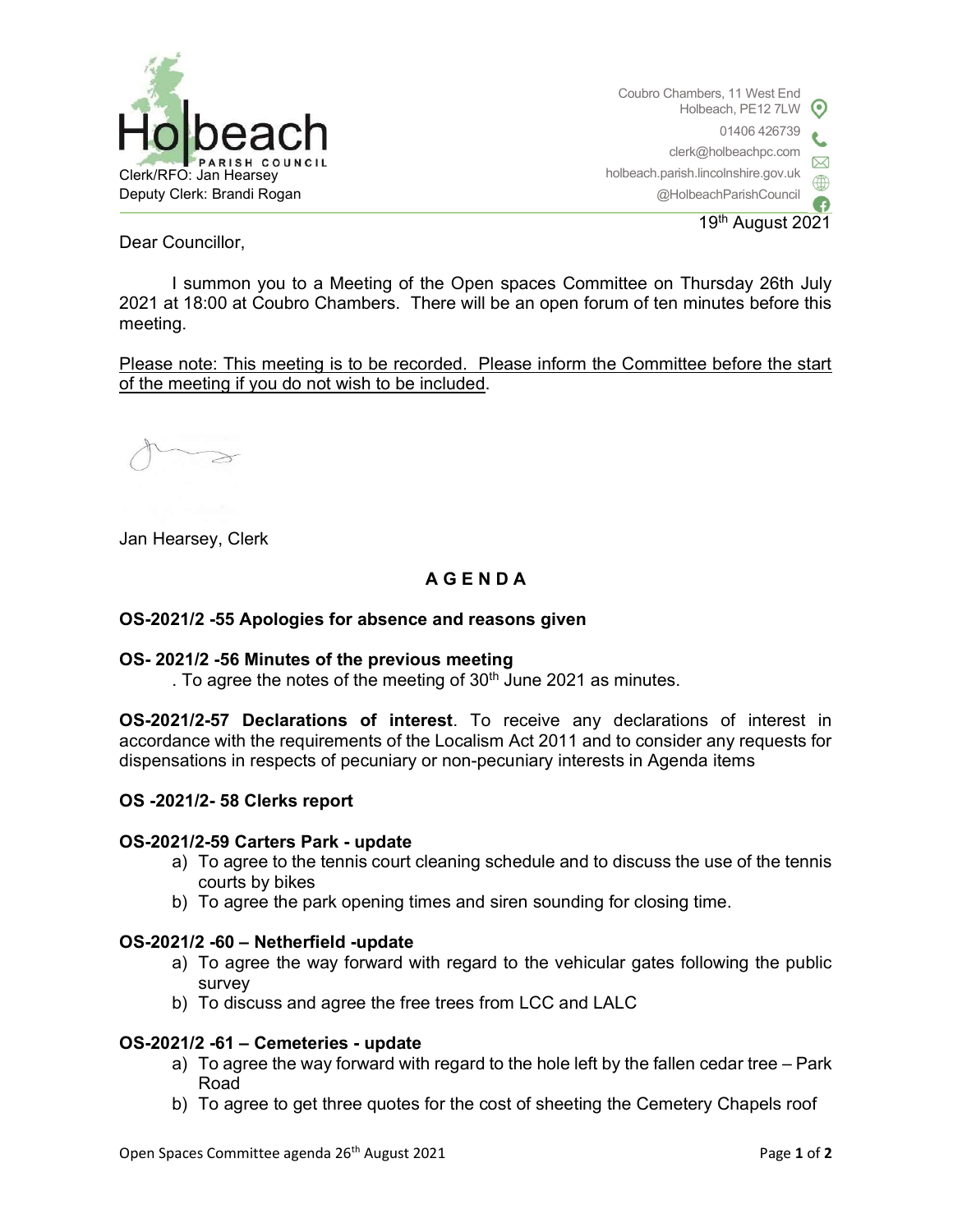Holbeach PARISH COUNCIL

Clerk/RFO: Jan Hearsey
Deputy Clerk: Brandi Rogan

Coubro Chambers, 11 West End
Holbeach, PE12 7LW
01406 426739
clerk@holbeachpc.com
holbeach.parish.lincolnshire.gov.uk
@HolbeachParishCouncil

19th August 2021

Dear Councillor,

I summon you to a Meeting of the Open spaces Committee on Thursday 26th July 2021 at 18:00 at Coubro Chambers. There will be an open forum of ten minutes before this meeting.

Please note: This meeting is to be recorded. Please inform the Committee before the start of the meeting if you do not wish to be included.

Jan Hearsey, Clerk

## A G E N D A

**OS-2021/2 -55 Apologies for absence and reasons given**

**OS- 2021/2 -56 Minutes of the previous meeting**

. To agree the notes of the meeting of 30th June 2021 as minutes.

**OS-2021/2-57 Declarations of interest**. To receive any declarations of interest in accordance with the requirements of the Localism Act 2011 and to consider any requests for dispensations in respects of pecuniary or non-pecuniary interests in Agenda items

**OS -2021/2- 58 Clerks report**

**OS-2021/2-59 Carters Park - update**

a) To agree to the tennis court cleaning schedule and to discuss the use of the tennis courts by bikes
b) To agree the park opening times and siren sounding for closing time.

**OS-2021/2 -60 – Netherfield -update**

a) To agree the way forward with regard to the vehicular gates following the public survey
b) To discuss and agree the free trees from LCC and LALC

**OS-2021/2 -61 – Cemeteries - update**

a) To agree the way forward with regard to the hole left by the fallen cedar tree – Park Road
b) To agree to get three quotes for the cost of sheeting the Cemetery Chapels roof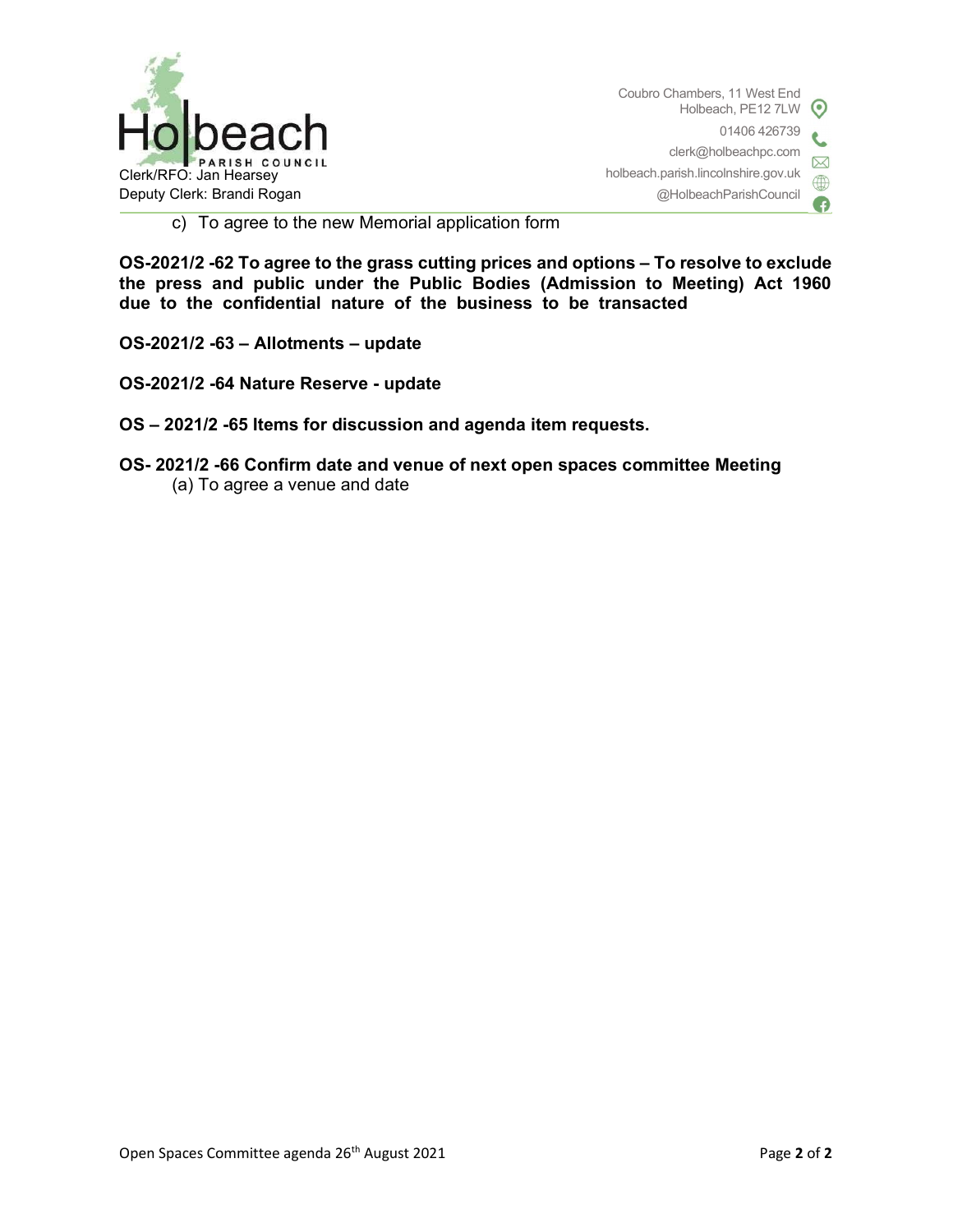c) To agree to the new Memorial application form

**OS-2021/2 -62 To agree to the grass cutting prices and options – To resolve to exclude the press and public under the Public Bodies (Admission to Meeting) Act 1960 due to the confidential nature of the business to be transacted**

**OS-2021/2 -63 – Allotments – update**

**OS-2021/2 -64 Nature Reserve - update**

**OS – 2021/2 -65 Items for discussion and agenda item requests.**

**OS- 2021/2 -66 Confirm date and venue of next open spaces committee Meeting**

(a) To agree a venue and date